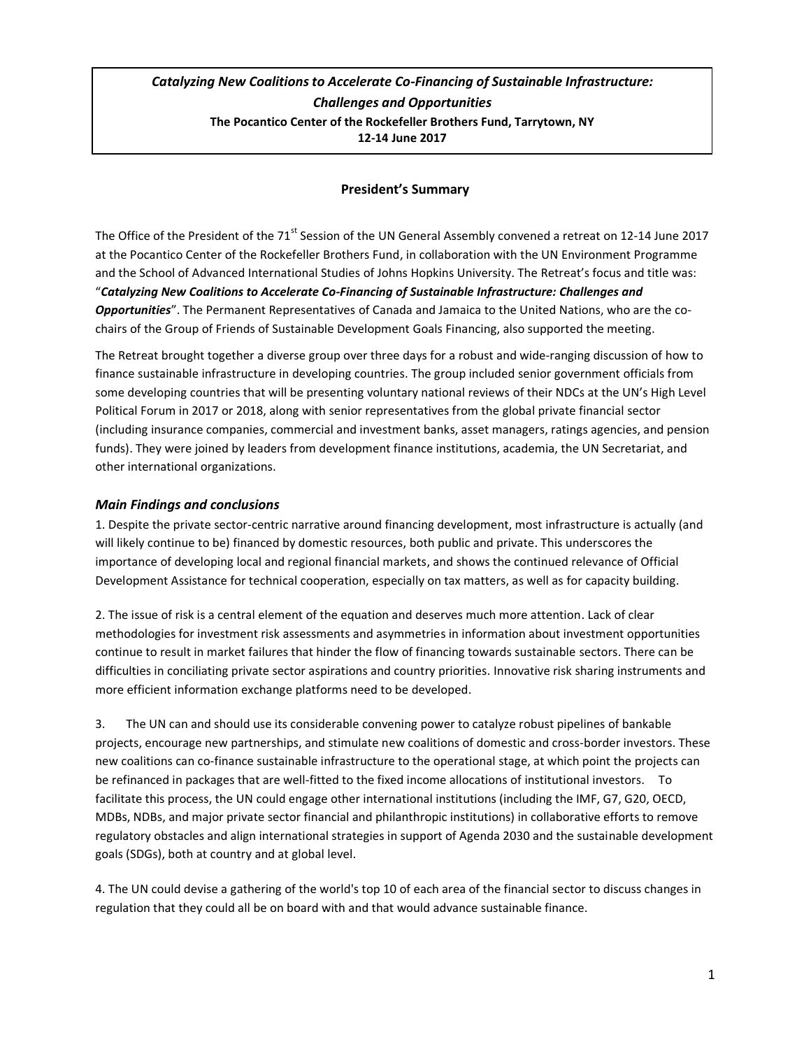***Catalyzing New Coalitions to Accelerate Co-Financing of Sustainable Infrastructure: Challenges and Opportunities***

**The Pocantico Center of the Rockefeller Brothers Fund, Tarrytown, NY**
**12-14 June 2017**

## President's Summary

The Office of the President of the 71st Session of the UN General Assembly convened a retreat on 12-14 June 2017 at the Pocantico Center of the Rockefeller Brothers Fund, in collaboration with the UN Environment Programme and the School of Advanced International Studies of Johns Hopkins University. The Retreat's focus and title was: "***Catalyzing New Coalitions to Accelerate Co-Financing of Sustainable Infrastructure: Challenges and Opportunities***". The Permanent Representatives of Canada and Jamaica to the United Nations, who are the co-chairs of the Group of Friends of Sustainable Development Goals Financing, also supported the meeting.

The Retreat brought together a diverse group over three days for a robust and wide-ranging discussion of how to finance sustainable infrastructure in developing countries. The group included senior government officials from some developing countries that will be presenting voluntary national reviews of their NDCs at the UN's High Level Political Forum in 2017 or 2018, along with senior representatives from the global private financial sector (including insurance companies, commercial and investment banks, asset managers, ratings agencies, and pension funds). They were joined by leaders from development finance institutions, academia, the UN Secretariat, and other international organizations.

### *Main Findings and conclusions*

1. Despite the private sector-centric narrative around financing development, most infrastructure is actually (and will likely continue to be) financed by domestic resources, both public and private. This underscores the importance of developing local and regional financial markets, and shows the continued relevance of Official Development Assistance for technical cooperation, especially on tax matters, as well as for capacity building.

2. The issue of risk is a central element of the equation and deserves much more attention. Lack of clear methodologies for investment risk assessments and asymmetries in information about investment opportunities continue to result in market failures that hinder the flow of financing towards sustainable sectors. There can be difficulties in conciliating private sector aspirations and country priorities. Innovative risk sharing instruments and more efficient information exchange platforms need to be developed.

3. The UN can and should use its considerable convening power to catalyze robust pipelines of bankable projects, encourage new partnerships, and stimulate new coalitions of domestic and cross-border investors. These new coalitions can co-finance sustainable infrastructure to the operational stage, at which point the projects can be refinanced in packages that are well-fitted to the fixed income allocations of institutional investors. To facilitate this process, the UN could engage other international institutions (including the IMF, G7, G20, OECD, MDBs, NDBs, and major private sector financial and philanthropic institutions) in collaborative efforts to remove regulatory obstacles and align international strategies in support of Agenda 2030 and the sustainable development goals (SDGs), both at country and at global level.

4. The UN could devise a gathering of the world's top 10 of each area of the financial sector to discuss changes in regulation that they could all be on board with and that would advance sustainable finance.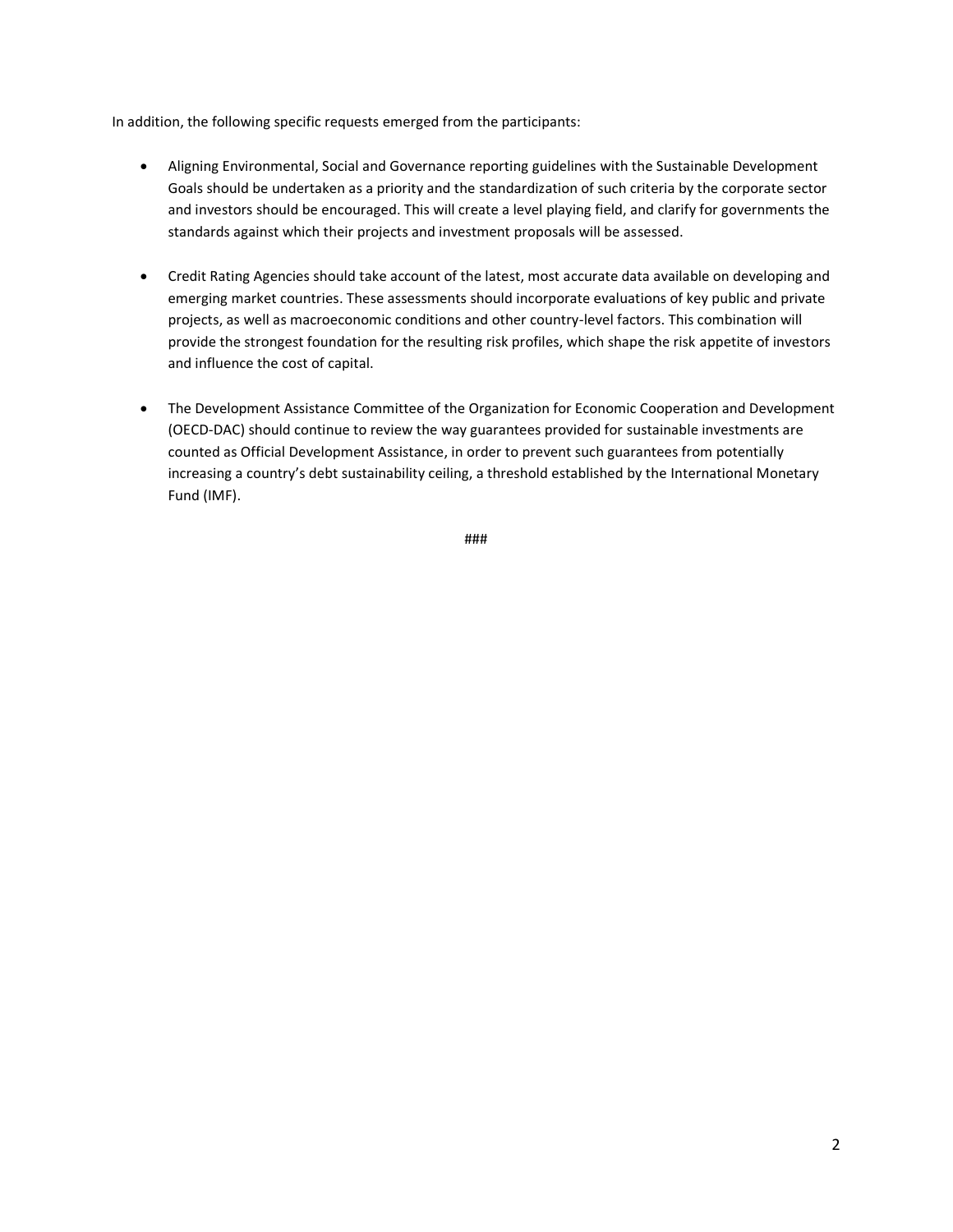In addition, the following specific requests emerged from the participants:

- Aligning Environmental, Social and Governance reporting guidelines with the Sustainable Development Goals should be undertaken as a priority and the standardization of such criteria by the corporate sector and investors should be encouraged. This will create a level playing field, and clarify for governments the standards against which their projects and investment proposals will be assessed.

- Credit Rating Agencies should take account of the latest, most accurate data available on developing and emerging market countries. These assessments should incorporate evaluations of key public and private projects, as well as macroeconomic conditions and other country-level factors. This combination will provide the strongest foundation for the resulting risk profiles, which shape the risk appetite of investors and influence the cost of capital.

- The Development Assistance Committee of the Organization for Economic Cooperation and Development (OECD-DAC) should continue to review the way guarantees provided for sustainable investments are counted as Official Development Assistance, in order to prevent such guarantees from potentially increasing a country's debt sustainability ceiling, a threshold established by the International Monetary Fund (IMF).

###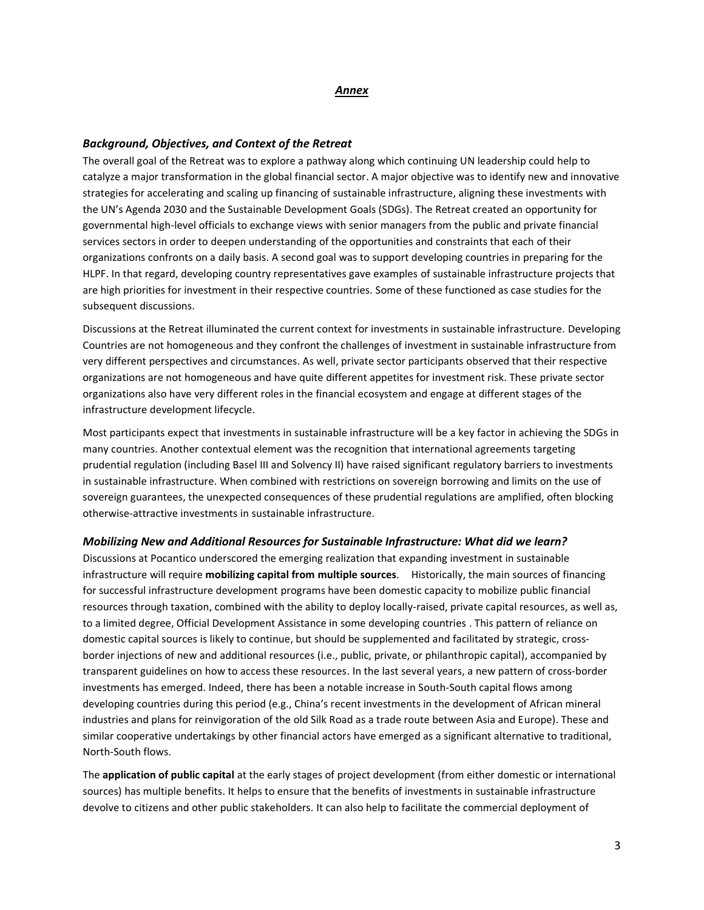## *Annex*

### *Background, Objectives, and Context of the Retreat*

The overall goal of the Retreat was to explore a pathway along which continuing UN leadership could help to catalyze a major transformation in the global financial sector. A major objective was to identify new and innovative strategies for accelerating and scaling up financing of sustainable infrastructure, aligning these investments with the UN's Agenda 2030 and the Sustainable Development Goals (SDGs). The Retreat created an opportunity for governmental high-level officials to exchange views with senior managers from the public and private financial services sectors in order to deepen understanding of the opportunities and constraints that each of their organizations confronts on a daily basis. A second goal was to support developing countries in preparing for the HLPF. In that regard, developing country representatives gave examples of sustainable infrastructure projects that are high priorities for investment in their respective countries. Some of these functioned as case studies for the subsequent discussions.

Discussions at the Retreat illuminated the current context for investments in sustainable infrastructure. Developing Countries are not homogeneous and they confront the challenges of investment in sustainable infrastructure from very different perspectives and circumstances. As well, private sector participants observed that their respective organizations are not homogeneous and have quite different appetites for investment risk. These private sector organizations also have very different roles in the financial ecosystem and engage at different stages of the infrastructure development lifecycle.

Most participants expect that investments in sustainable infrastructure will be a key factor in achieving the SDGs in many countries. Another contextual element was the recognition that international agreements targeting prudential regulation (including Basel III and Solvency II) have raised significant regulatory barriers to investments in sustainable infrastructure. When combined with restrictions on sovereign borrowing and limits on the use of sovereign guarantees, the unexpected consequences of these prudential regulations are amplified, often blocking otherwise-attractive investments in sustainable infrastructure.

### *Mobilizing New and Additional Resources for Sustainable Infrastructure: What did we learn?*

Discussions at Pocantico underscored the emerging realization that expanding investment in sustainable infrastructure will require **mobilizing capital from multiple sources**. Historically, the main sources of financing for successful infrastructure development programs have been domestic capacity to mobilize public financial resources through taxation, combined with the ability to deploy locally-raised, private capital resources, as well as, to a limited degree, Official Development Assistance in some developing countries . This pattern of reliance on domestic capital sources is likely to continue, but should be supplemented and facilitated by strategic, cross-border injections of new and additional resources (i.e., public, private, or philanthropic capital), accompanied by transparent guidelines on how to access these resources. In the last several years, a new pattern of cross-border investments has emerged. Indeed, there has been a notable increase in South-South capital flows among developing countries during this period (e.g., China's recent investments in the development of African mineral industries and plans for reinvigoration of the old Silk Road as a trade route between Asia and Europe). These and similar cooperative undertakings by other financial actors have emerged as a significant alternative to traditional, North-South flows.

The **application of public capital** at the early stages of project development (from either domestic or international sources) has multiple benefits. It helps to ensure that the benefits of investments in sustainable infrastructure devolve to citizens and other public stakeholders. It can also help to facilitate the commercial deployment of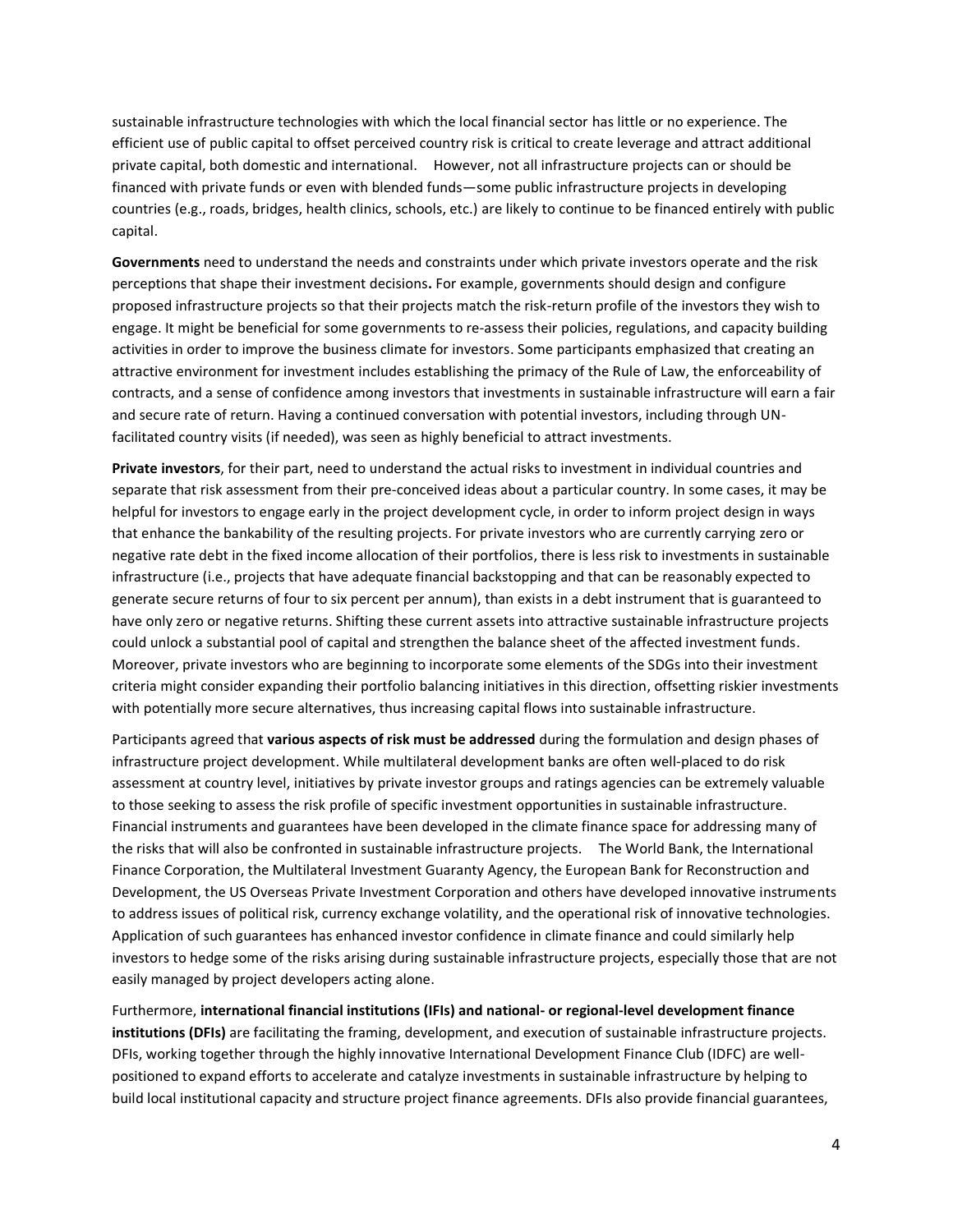sustainable infrastructure technologies with which the local financial sector has little or no experience. The efficient use of public capital to offset perceived country risk is critical to create leverage and attract additional private capital, both domestic and international. However, not all infrastructure projects can or should be financed with private funds or even with blended funds—some public infrastructure projects in developing countries (e.g., roads, bridges, health clinics, schools, etc.) are likely to continue to be financed entirely with public capital.

**Governments** need to understand the needs and constraints under which private investors operate and the risk perceptions that shape their investment decisions**.** For example, governments should design and configure proposed infrastructure projects so that their projects match the risk-return profile of the investors they wish to engage. It might be beneficial for some governments to re-assess their policies, regulations, and capacity building activities in order to improve the business climate for investors. Some participants emphasized that creating an attractive environment for investment includes establishing the primacy of the Rule of Law, the enforceability of contracts, and a sense of confidence among investors that investments in sustainable infrastructure will earn a fair and secure rate of return. Having a continued conversation with potential investors, including through UN-facilitated country visits (if needed), was seen as highly beneficial to attract investments.

**Private investors**, for their part, need to understand the actual risks to investment in individual countries and separate that risk assessment from their pre-conceived ideas about a particular country. In some cases, it may be helpful for investors to engage early in the project development cycle, in order to inform project design in ways that enhance the bankability of the resulting projects. For private investors who are currently carrying zero or negative rate debt in the fixed income allocation of their portfolios, there is less risk to investments in sustainable infrastructure (i.e., projects that have adequate financial backstopping and that can be reasonably expected to generate secure returns of four to six percent per annum), than exists in a debt instrument that is guaranteed to have only zero or negative returns. Shifting these current assets into attractive sustainable infrastructure projects could unlock a substantial pool of capital and strengthen the balance sheet of the affected investment funds. Moreover, private investors who are beginning to incorporate some elements of the SDGs into their investment criteria might consider expanding their portfolio balancing initiatives in this direction, offsetting riskier investments with potentially more secure alternatives, thus increasing capital flows into sustainable infrastructure.

Participants agreed that **various aspects of risk must be addressed** during the formulation and design phases of infrastructure project development. While multilateral development banks are often well-placed to do risk assessment at country level, initiatives by private investor groups and ratings agencies can be extremely valuable to those seeking to assess the risk profile of specific investment opportunities in sustainable infrastructure. Financial instruments and guarantees have been developed in the climate finance space for addressing many of the risks that will also be confronted in sustainable infrastructure projects. The World Bank, the International Finance Corporation, the Multilateral Investment Guaranty Agency, the European Bank for Reconstruction and Development, the US Overseas Private Investment Corporation and others have developed innovative instruments to address issues of political risk, currency exchange volatility, and the operational risk of innovative technologies. Application of such guarantees has enhanced investor confidence in climate finance and could similarly help investors to hedge some of the risks arising during sustainable infrastructure projects, especially those that are not easily managed by project developers acting alone.

Furthermore, **international financial institutions (IFIs) and national- or regional-level development finance institutions (DFIs)** are facilitating the framing, development, and execution of sustainable infrastructure projects. DFIs, working together through the highly innovative International Development Finance Club (IDFC) are well-positioned to expand efforts to accelerate and catalyze investments in sustainable infrastructure by helping to build local institutional capacity and structure project finance agreements. DFIs also provide financial guarantees,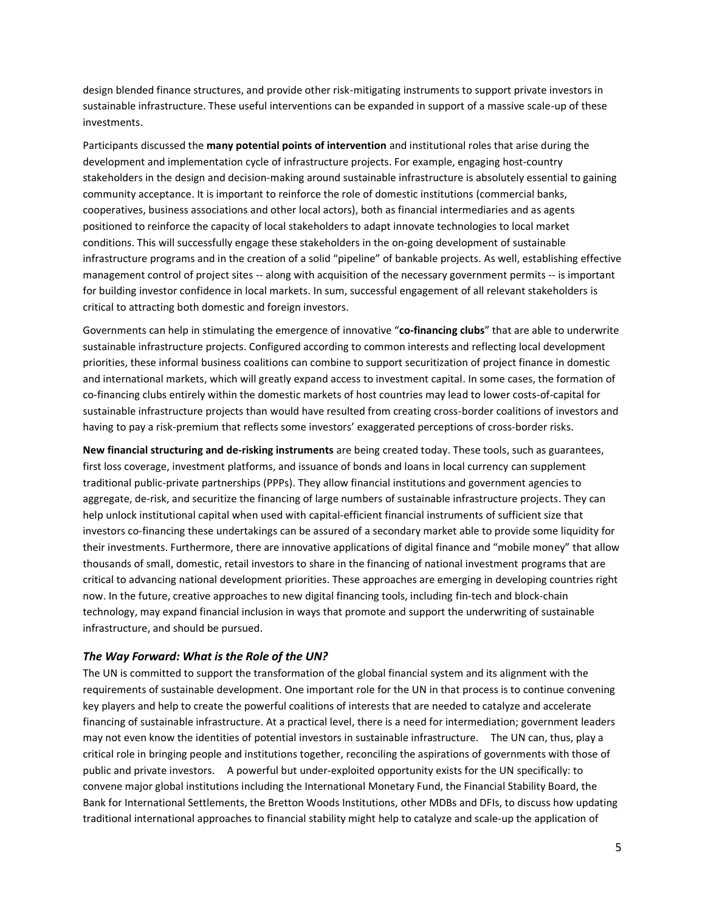design blended finance structures, and provide other risk-mitigating instruments to support private investors in sustainable infrastructure. These useful interventions can be expanded in support of a massive scale-up of these investments.

Participants discussed the **many potential points of intervention** and institutional roles that arise during the development and implementation cycle of infrastructure projects. For example, engaging host-country stakeholders in the design and decision-making around sustainable infrastructure is absolutely essential to gaining community acceptance. It is important to reinforce the role of domestic institutions (commercial banks, cooperatives, business associations and other local actors), both as financial intermediaries and as agents positioned to reinforce the capacity of local stakeholders to adapt innovate technologies to local market conditions. This will successfully engage these stakeholders in the on-going development of sustainable infrastructure programs and in the creation of a solid "pipeline" of bankable projects. As well, establishing effective management control of project sites -- along with acquisition of the necessary government permits -- is important for building investor confidence in local markets. In sum, successful engagement of all relevant stakeholders is critical to attracting both domestic and foreign investors.

Governments can help in stimulating the emergence of innovative "**co-financing clubs**" that are able to underwrite sustainable infrastructure projects. Configured according to common interests and reflecting local development priorities, these informal business coalitions can combine to support securitization of project finance in domestic and international markets, which will greatly expand access to investment capital. In some cases, the formation of co-financing clubs entirely within the domestic markets of host countries may lead to lower costs-of-capital for sustainable infrastructure projects than would have resulted from creating cross-border coalitions of investors and having to pay a risk-premium that reflects some investors' exaggerated perceptions of cross-border risks.

**New financial structuring and de-risking instruments** are being created today. These tools, such as guarantees, first loss coverage, investment platforms, and issuance of bonds and loans in local currency can supplement traditional public-private partnerships (PPPs). They allow financial institutions and government agencies to aggregate, de-risk, and securitize the financing of large numbers of sustainable infrastructure projects. They can help unlock institutional capital when used with capital-efficient financial instruments of sufficient size that investors co-financing these undertakings can be assured of a secondary market able to provide some liquidity for their investments. Furthermore, there are innovative applications of digital finance and "mobile money" that allow thousands of small, domestic, retail investors to share in the financing of national investment programs that are critical to advancing national development priorities. These approaches are emerging in developing countries right now. In the future, creative approaches to new digital financing tools, including fin-tech and block-chain technology, may expand financial inclusion in ways that promote and support the underwriting of sustainable infrastructure, and should be pursued.

### *The Way Forward: What is the Role of the UN?*

The UN is committed to support the transformation of the global financial system and its alignment with the requirements of sustainable development. One important role for the UN in that process is to continue convening key players and help to create the powerful coalitions of interests that are needed to catalyze and accelerate financing of sustainable infrastructure. At a practical level, there is a need for intermediation; government leaders may not even know the identities of potential investors in sustainable infrastructure. The UN can, thus, play a critical role in bringing people and institutions together, reconciling the aspirations of governments with those of public and private investors. A powerful but under-exploited opportunity exists for the UN specifically: to convene major global institutions including the International Monetary Fund, the Financial Stability Board, the Bank for International Settlements, the Bretton Woods Institutions, other MDBs and DFIs, to discuss how updating traditional international approaches to financial stability might help to catalyze and scale-up the application of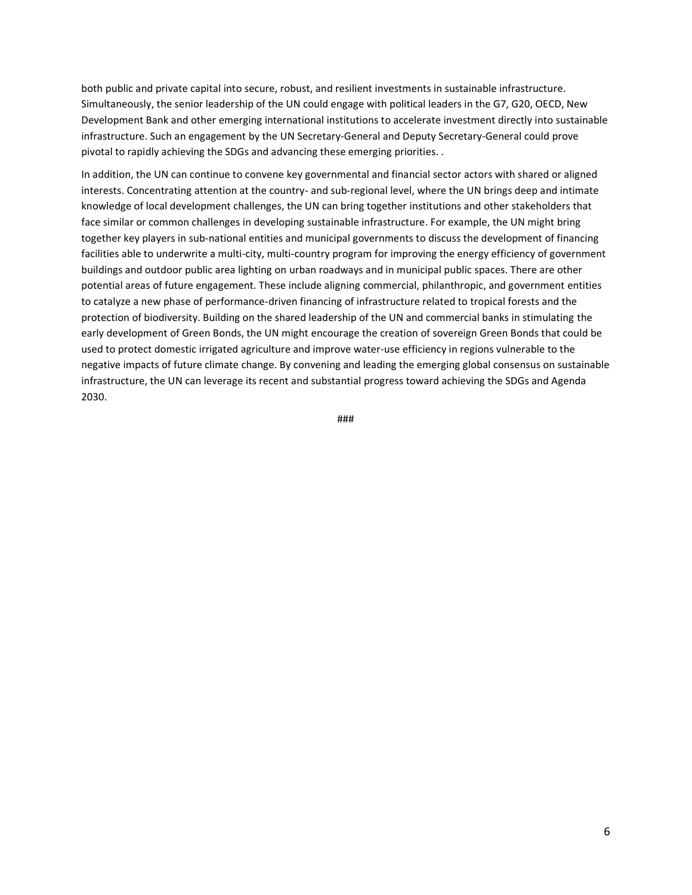both public and private capital into secure, robust, and resilient investments in sustainable infrastructure. Simultaneously, the senior leadership of the UN could engage with political leaders in the G7, G20, OECD, New Development Bank and other emerging international institutions to accelerate investment directly into sustainable infrastructure. Such an engagement by the UN Secretary-General and Deputy Secretary-General could prove pivotal to rapidly achieving the SDGs and advancing these emerging priorities. .

In addition, the UN can continue to convene key governmental and financial sector actors with shared or aligned interests. Concentrating attention at the country- and sub-regional level, where the UN brings deep and intimate knowledge of local development challenges, the UN can bring together institutions and other stakeholders that face similar or common challenges in developing sustainable infrastructure. For example, the UN might bring together key players in sub-national entities and municipal governments to discuss the development of financing facilities able to underwrite a multi-city, multi-country program for improving the energy efficiency of government buildings and outdoor public area lighting on urban roadways and in municipal public spaces. There are other potential areas of future engagement. These include aligning commercial, philanthropic, and government entities to catalyze a new phase of performance-driven financing of infrastructure related to tropical forests and the protection of biodiversity. Building on the shared leadership of the UN and commercial banks in stimulating the early development of Green Bonds, the UN might encourage the creation of sovereign Green Bonds that could be used to protect domestic irrigated agriculture and improve water-use efficiency in regions vulnerable to the negative impacts of future climate change. By convening and leading the emerging global consensus on sustainable infrastructure, the UN can leverage its recent and substantial progress toward achieving the SDGs and Agenda 2030.

###